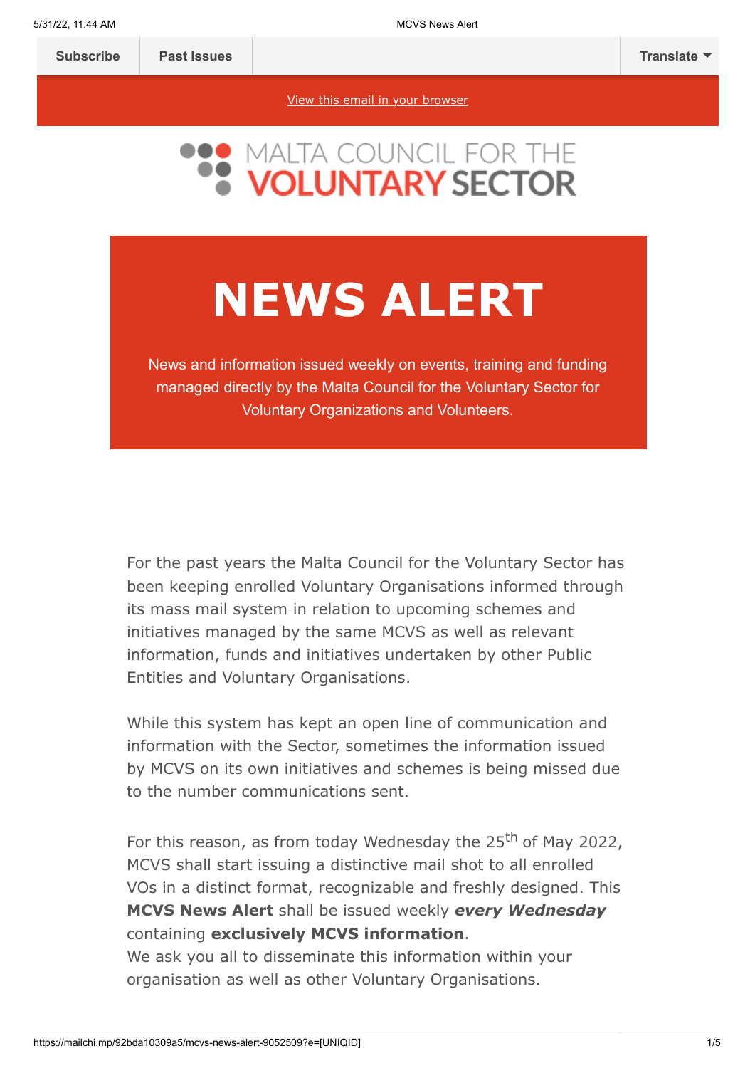Subscribe | Past Issues | Translate

View this email in your browser

MALTA COUNCIL FOR THE VOLUNTARY SECTOR

# NEWS ALERT

News and information issued weekly on events, training and funding managed directly by the Malta Council for the Voluntary Sector for Voluntary Organizations and Volunteers.

For the past years the Malta Council for the Voluntary Sector has been keeping enrolled Voluntary Organisations informed through its mass mail system in relation to upcoming schemes and initiatives managed by the same MCVS as well as relevant information, funds and initiatives undertaken by other Public Entities and Voluntary Organisations.

While this system has kept an open line of communication and information with the Sector, sometimes the information issued by MCVS on its own initiatives and schemes is being missed due to the number communications sent.

For this reason, as from today Wednesday the 25th of May 2022, MCVS shall start issuing a distinctive mail shot to all enrolled VOs in a distinct format, recognizable and freshly designed. This **MCVS News Alert** shall be issued weekly ***every Wednesday*** containing **exclusively MCVS information**.
We ask you all to disseminate this information within your organisation as well as other Voluntary Organisations.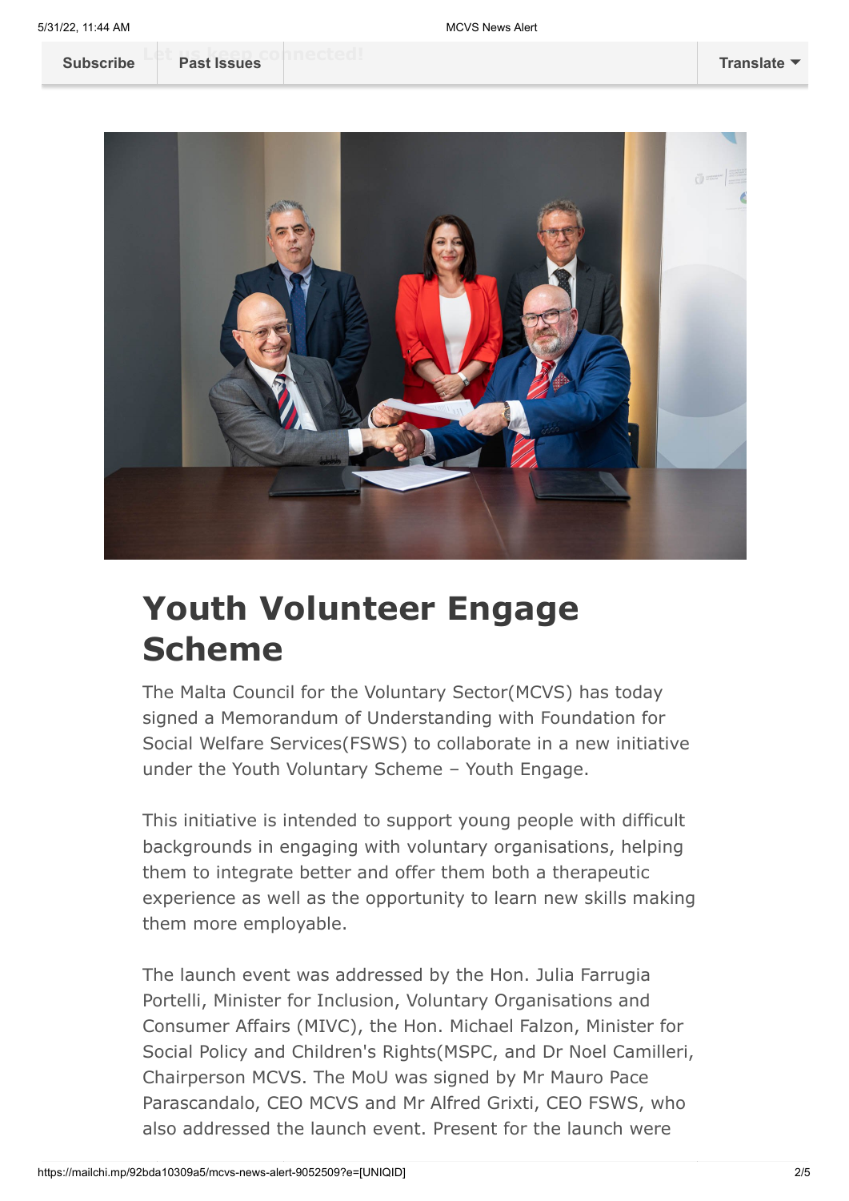Subscribe | Past Issues | Translate

# Youth Volunteer Engage Scheme

The Malta Council for the Voluntary Sector(MCVS) has today signed a Memorandum of Understanding with Foundation for Social Welfare Services(FSWS) to collaborate in a new initiative under the Youth Voluntary Scheme – Youth Engage.

This initiative is intended to support young people with difficult backgrounds in engaging with voluntary organisations, helping them to integrate better and offer them both a therapeutic experience as well as the opportunity to learn new skills making them more employable.

The launch event was addressed by the Hon. Julia Farrugia Portelli, Minister for Inclusion, Voluntary Organisations and Consumer Affairs (MIVC), the Hon. Michael Falzon, Minister for Social Policy and Children's Rights(MSPC, and Dr Noel Camilleri, Chairperson MCVS. The MoU was signed by Mr Mauro Pace Parascandalo, CEO MCVS and Mr Alfred Grixti, CEO FSWS, who also addressed the launch event. Present for the launch were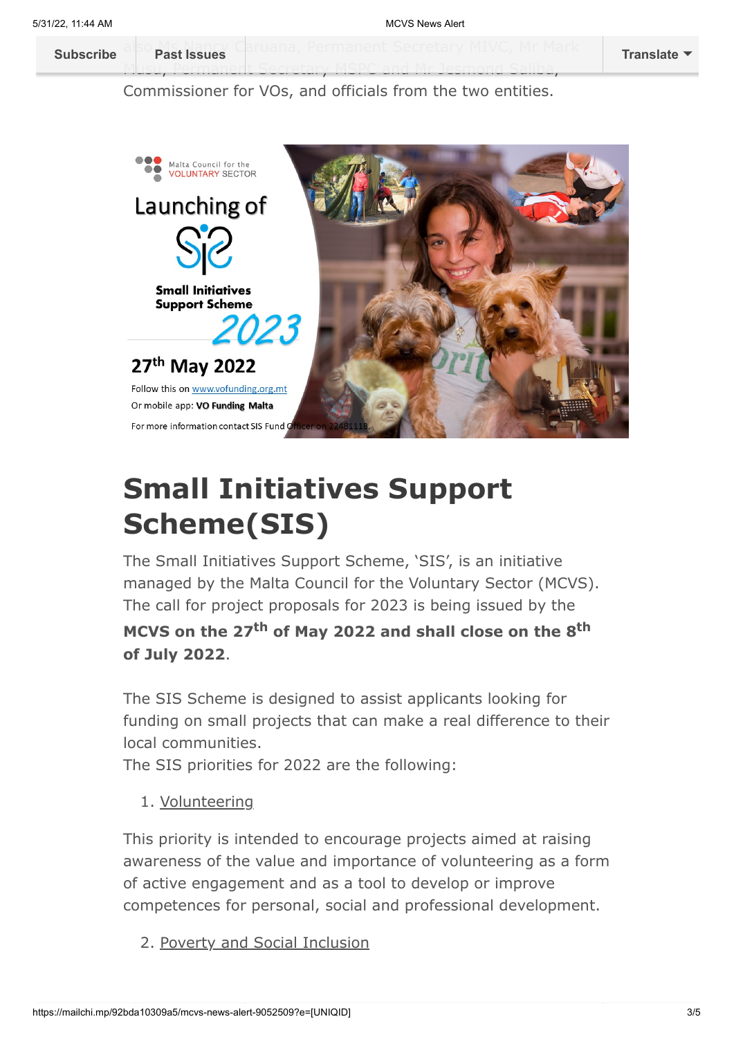also Ms Nancy Caruana, Permanent Secretary MIVC, Mr Mark Musu, Permanent Secretary MSPC and Mr Jesmond Saliba, Commissioner for VOs, and officials from the two entities.

# Small Initiatives Support Scheme(SIS)

The Small Initiatives Support Scheme, 'SIS', is an initiative managed by the Malta Council for the Voluntary Sector (MCVS). The call for project proposals for 2023 is being issued by the **MCVS on the 27th of May 2022 and shall close on the 8th of July 2022**.

The SIS Scheme is designed to assist applicants looking for funding on small projects that can make a real difference to their local communities.
The SIS priorities for 2022 are the following:

1. Volunteering

This priority is intended to encourage projects aimed at raising awareness of the value and importance of volunteering as a form of active engagement and as a tool to develop or improve competences for personal, social and professional development.

2. Poverty and Social Inclusion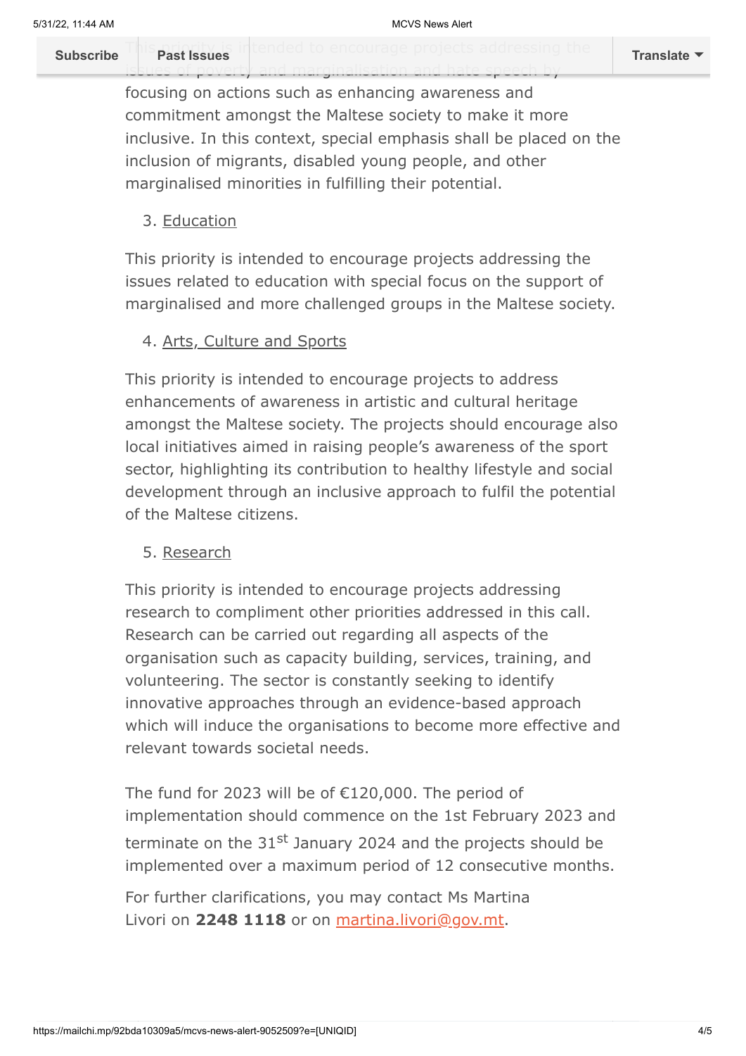This priority is intended to encourage projects addressing the issues of poverty and marginalisation and hate speech by focusing on actions such as enhancing awareness and commitment amongst the Maltese society to make it more inclusive. In this context, special emphasis shall be placed on the inclusion of migrants, disabled young people, and other marginalised minorities in fulfilling their potential.

3. Education

This priority is intended to encourage projects addressing the issues related to education with special focus on the support of marginalised and more challenged groups in the Maltese society.

4. Arts, Culture and Sports

This priority is intended to encourage projects to address enhancements of awareness in artistic and cultural heritage amongst the Maltese society. The projects should encourage also local initiatives aimed in raising people's awareness of the sport sector, highlighting its contribution to healthy lifestyle and social development through an inclusive approach to fulfil the potential of the Maltese citizens.

5. Research

This priority is intended to encourage projects addressing research to compliment other priorities addressed in this call. Research can be carried out regarding all aspects of the organisation such as capacity building, services, training, and volunteering. The sector is constantly seeking to identify innovative approaches through an evidence-based approach which will induce the organisations to become more effective and relevant towards societal needs.

The fund for 2023 will be of €120,000. The period of implementation should commence on the 1st February 2023 and terminate on the 31st January 2024 and the projects should be implemented over a maximum period of 12 consecutive months.

For further clarifications, you may contact Ms Martina Livori on **2248 1118** or on martina.livori@gov.mt.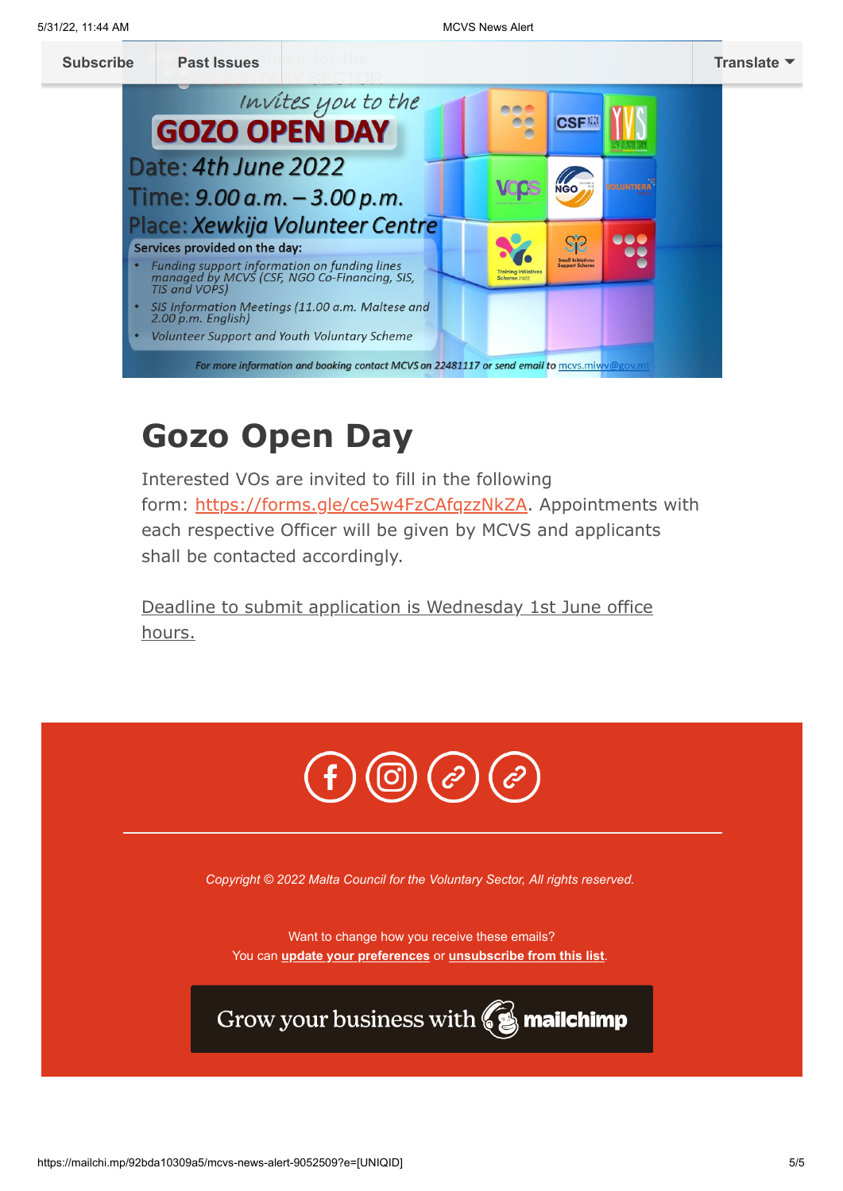Subscribe | Past Issues | Translate

Council for the Voluntary Sector

Invites you to the

GOZO OPEN DAY

Date: 4th June 2022

Time: 9.00 a.m. – 3.00 p.m.

Place: Xewkija Volunteer Centre

Services provided on the day:

- Funding support information on funding lines managed by MCVS (CSF, NGO Co-Financing, SIS, TIS and VOPS)
- SIS Information Meetings (11.00 a.m. Maltese and 2.00 p.m. English)
- Volunteer Support and Youth Voluntary Scheme

For more information and booking contact MCVS on 22481117 or send email to mcvs.miwv@gov.mt

# Gozo Open Day

Interested VOs are invited to fill in the following form: https://forms.gle/ce5w4FzCAfqzzNkZA. Appointments with each respective Officer will be given by MCVS and applicants shall be contacted accordingly.

Deadline to submit application is Wednesday 1st June office hours.

*Copyright © 2022 Malta Council for the Voluntary Sector, All rights reserved.*

Want to change how you receive these emails?
You can **update your preferences** or **unsubscribe from this list**.

Grow your business with mailchimp